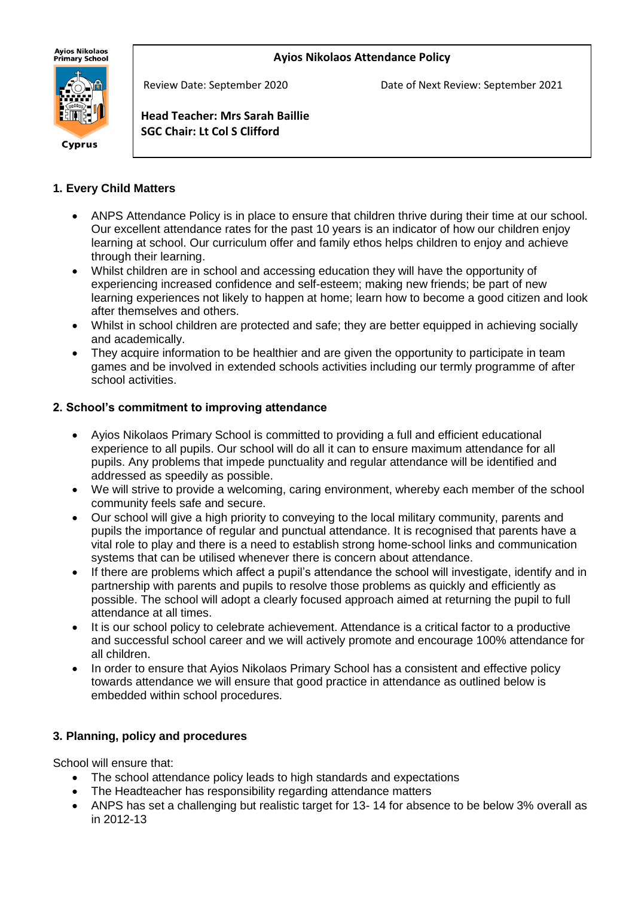# Ayios Nikolaos Attendance Policy

Review Date: September 2020 | Date of Next Review: September 2021

**Head Teacher: Mrs Sarah Baillie**
**SGC Chair: Lt Col S Clifford**

## 1. Every Child Matters

- ANPS Attendance Policy is in place to ensure that children thrive during their time at our school. Our excellent attendance rates for the past 10 years is an indicator of how our children enjoy learning at school. Our curriculum offer and family ethos helps children to enjoy and achieve through their learning.
- Whilst children are in school and accessing education they will have the opportunity of experiencing increased confidence and self-esteem; making new friends; be part of new learning experiences not likely to happen at home; learn how to become a good citizen and look after themselves and others.
- Whilst in school children are protected and safe; they are better equipped in achieving socially and academically.
- They acquire information to be healthier and are given the opportunity to participate in team games and be involved in extended schools activities including our termly programme of after school activities.

## 2. School's commitment to improving attendance

- Ayios Nikolaos Primary School is committed to providing a full and efficient educational experience to all pupils. Our school will do all it can to ensure maximum attendance for all pupils. Any problems that impede punctuality and regular attendance will be identified and addressed as speedily as possible.
- We will strive to provide a welcoming, caring environment, whereby each member of the school community feels safe and secure.
- Our school will give a high priority to conveying to the local military community, parents and pupils the importance of regular and punctual attendance. It is recognised that parents have a vital role to play and there is a need to establish strong home-school links and communication systems that can be utilised whenever there is concern about attendance.
- If there are problems which affect a pupil's attendance the school will investigate, identify and in partnership with parents and pupils to resolve those problems as quickly and efficiently as possible. The school will adopt a clearly focused approach aimed at returning the pupil to full attendance at all times.
- It is our school policy to celebrate achievement. Attendance is a critical factor to a productive and successful school career and we will actively promote and encourage 100% attendance for all children.
- In order to ensure that Ayios Nikolaos Primary School has a consistent and effective policy towards attendance we will ensure that good practice in attendance as outlined below is embedded within school procedures.

## 3. Planning, policy and procedures

School will ensure that:

- The school attendance policy leads to high standards and expectations
- The Headteacher has responsibility regarding attendance matters
- ANPS has set a challenging but realistic target for 13- 14 for absence to be below 3% overall as in 2012-13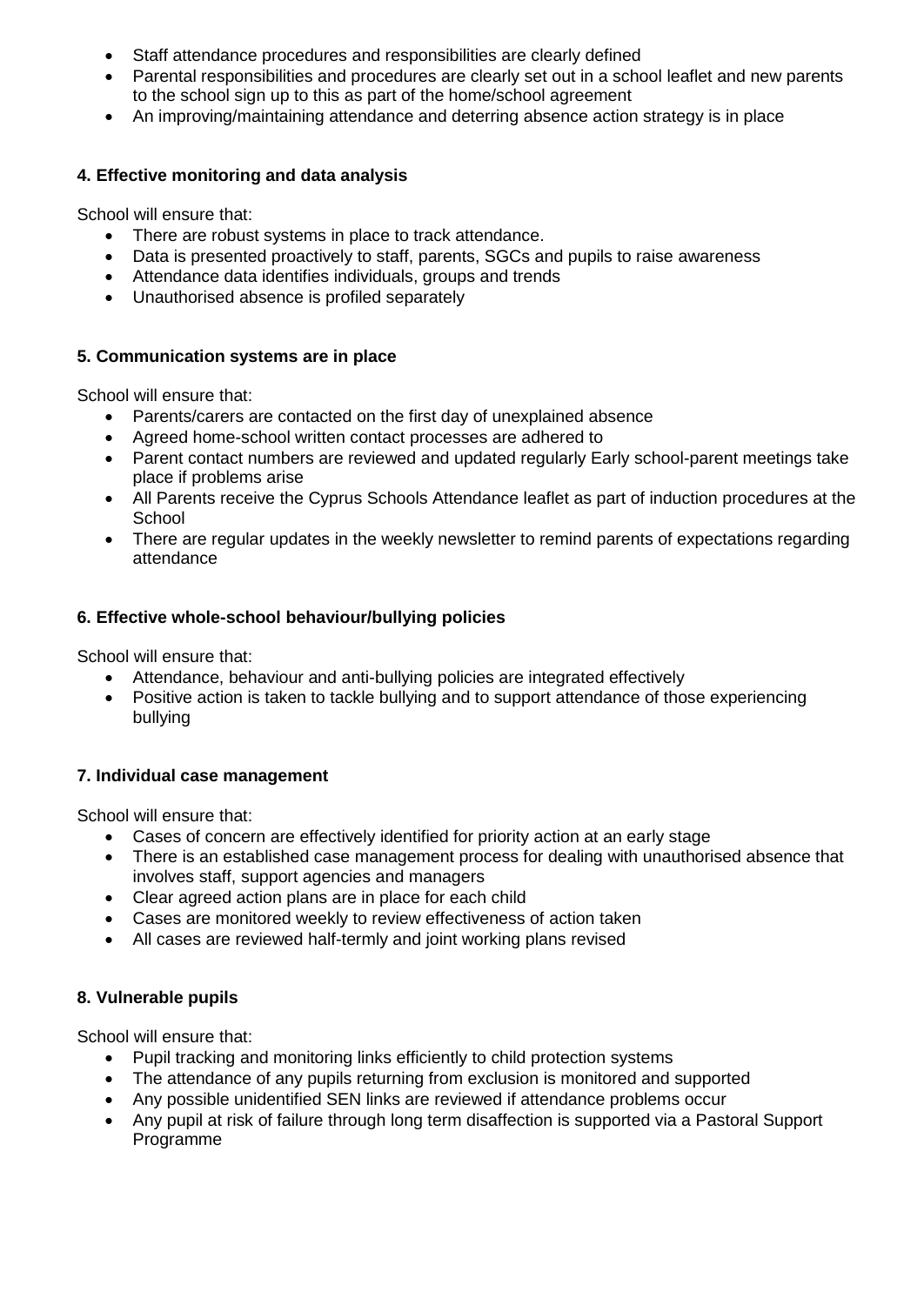- Staff attendance procedures and responsibilities are clearly defined
- Parental responsibilities and procedures are clearly set out in a school leaflet and new parents to the school sign up to this as part of the home/school agreement
- An improving/maintaining attendance and deterring absence action strategy is in place

**4. Effective monitoring and data analysis**

School will ensure that:

- There are robust systems in place to track attendance.
- Data is presented proactively to staff, parents, SGCs and pupils to raise awareness
- Attendance data identifies individuals, groups and trends
- Unauthorised absence is profiled separately

**5. Communication systems are in place**

School will ensure that:

- Parents/carers are contacted on the first day of unexplained absence
- Agreed home-school written contact processes are adhered to
- Parent contact numbers are reviewed and updated regularly Early school-parent meetings take place if problems arise
- All Parents receive the Cyprus Schools Attendance leaflet as part of induction procedures at the School
- There are regular updates in the weekly newsletter to remind parents of expectations regarding attendance

**6. Effective whole-school behaviour/bullying policies**

School will ensure that:

- Attendance, behaviour and anti-bullying policies are integrated effectively
- Positive action is taken to tackle bullying and to support attendance of those experiencing bullying

**7. Individual case management**

School will ensure that:

- Cases of concern are effectively identified for priority action at an early stage
- There is an established case management process for dealing with unauthorised absence that involves staff, support agencies and managers
- Clear agreed action plans are in place for each child
- Cases are monitored weekly to review effectiveness of action taken
- All cases are reviewed half-termly and joint working plans revised

**8. Vulnerable pupils**

School will ensure that:

- Pupil tracking and monitoring links efficiently to child protection systems
- The attendance of any pupils returning from exclusion is monitored and supported
- Any possible unidentified SEN links are reviewed if attendance problems occur
- Any pupil at risk of failure through long term disaffection is supported via a Pastoral Support Programme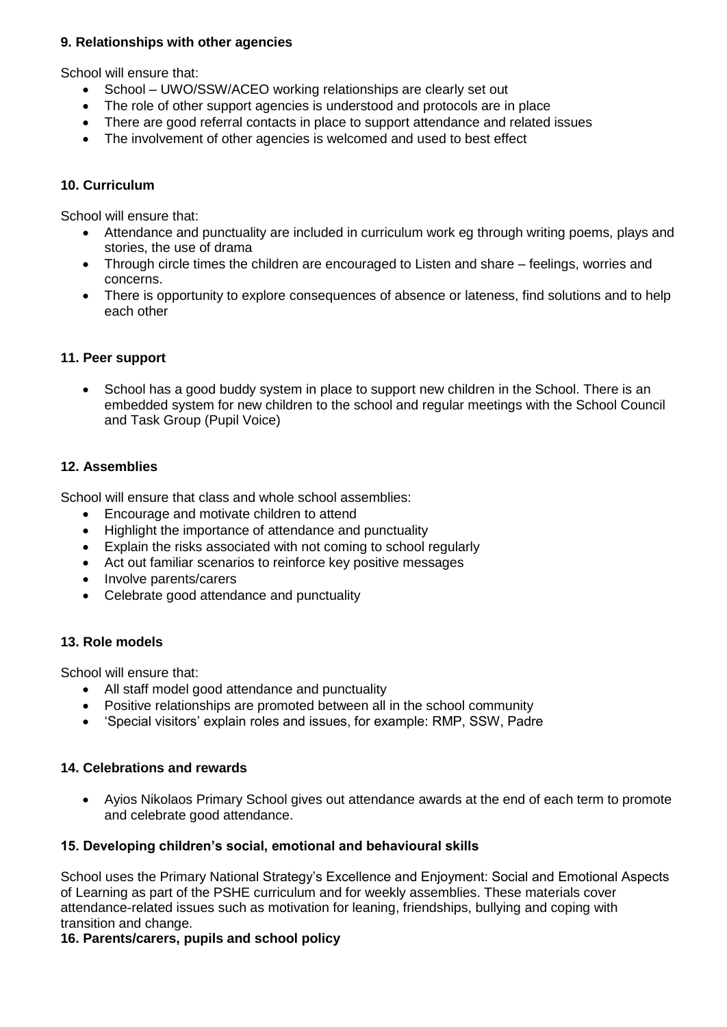### 9. Relationships with other agencies

School will ensure that:

- School – UWO/SSW/ACEO working relationships are clearly set out
- The role of other support agencies is understood and protocols are in place
- There are good referral contacts in place to support attendance and related issues
- The involvement of other agencies is welcomed and used to best effect

### 10. Curriculum

School will ensure that:

- Attendance and punctuality are included in curriculum work eg through writing poems, plays and stories, the use of drama
- Through circle times the children are encouraged to Listen and share – feelings, worries and concerns.
- There is opportunity to explore consequences of absence or lateness, find solutions and to help each other

### 11. Peer support

- School has a good buddy system in place to support new children in the School. There is an embedded system for new children to the school and regular meetings with the School Council and Task Group (Pupil Voice)

### 12. Assemblies

School will ensure that class and whole school assemblies:

- Encourage and motivate children to attend
- Highlight the importance of attendance and punctuality
- Explain the risks associated with not coming to school regularly
- Act out familiar scenarios to reinforce key positive messages
- Involve parents/carers
- Celebrate good attendance and punctuality

### 13. Role models

School will ensure that:

- All staff model good attendance and punctuality
- Positive relationships are promoted between all in the school community
- 'Special visitors' explain roles and issues, for example: RMP, SSW, Padre

### 14. Celebrations and rewards

- Ayios Nikolaos Primary School gives out attendance awards at the end of each term to promote and celebrate good attendance.

### 15. Developing children's social, emotional and behavioural skills

School uses the Primary National Strategy's Excellence and Enjoyment: Social and Emotional Aspects of Learning as part of the PSHE curriculum and for weekly assemblies. These materials cover attendance-related issues such as motivation for leaning, friendships, bullying and coping with transition and change.

### 16. Parents/carers, pupils and school policy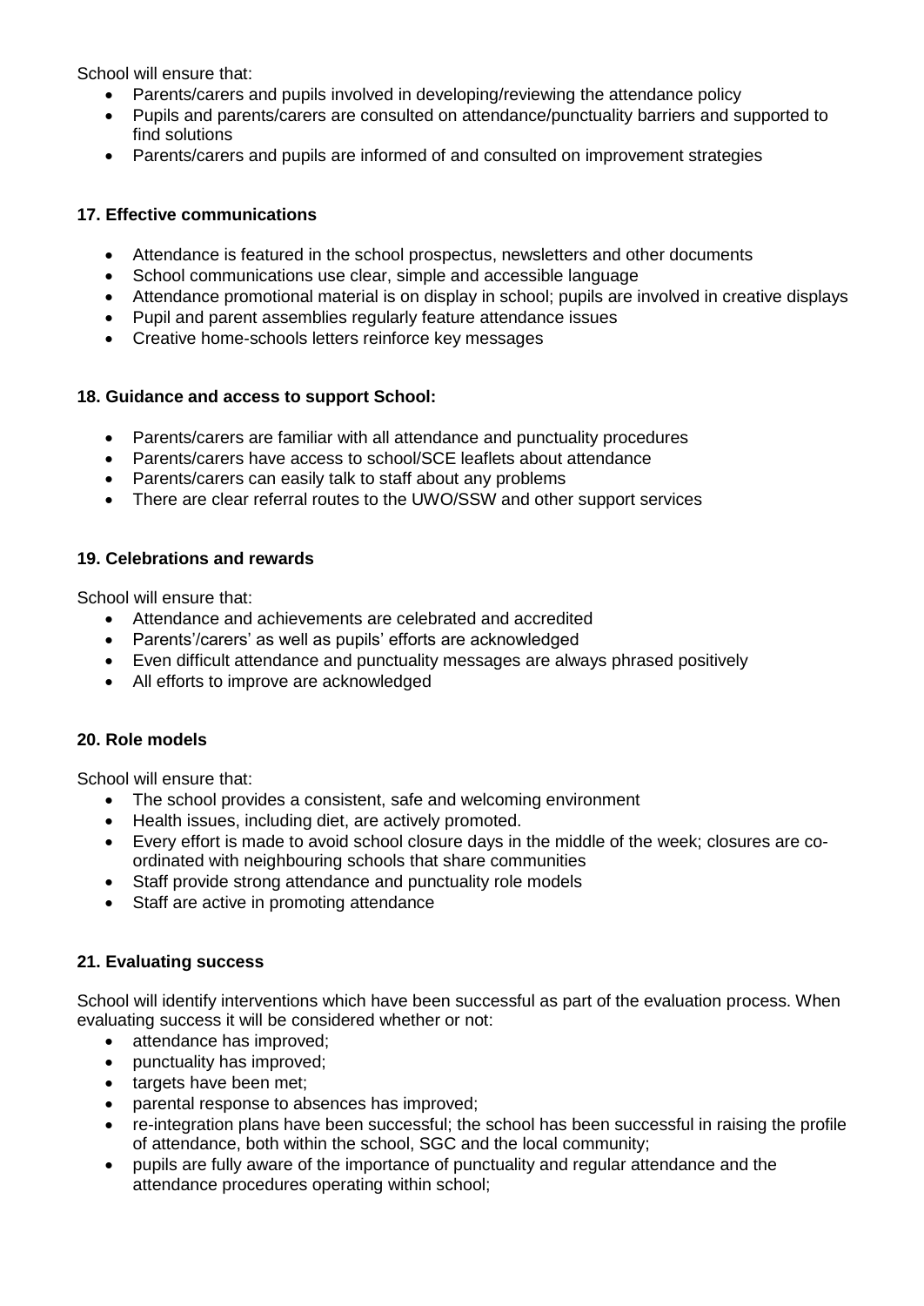School will ensure that:

- Parents/carers and pupils involved in developing/reviewing the attendance policy
- Pupils and parents/carers are consulted on attendance/punctuality barriers and supported to find solutions
- Parents/carers and pupils are informed of and consulted on improvement strategies

**17. Effective communications**

- Attendance is featured in the school prospectus, newsletters and other documents
- School communications use clear, simple and accessible language
- Attendance promotional material is on display in school; pupils are involved in creative displays
- Pupil and parent assemblies regularly feature attendance issues
- Creative home-schools letters reinforce key messages

**18. Guidance and access to support School:**

- Parents/carers are familiar with all attendance and punctuality procedures
- Parents/carers have access to school/SCE leaflets about attendance
- Parents/carers can easily talk to staff about any problems
- There are clear referral routes to the UWO/SSW and other support services

**19. Celebrations and rewards**

School will ensure that:

- Attendance and achievements are celebrated and accredited
- Parents'/carers' as well as pupils' efforts are acknowledged
- Even difficult attendance and punctuality messages are always phrased positively
- All efforts to improve are acknowledged

**20. Role models**

School will ensure that:

- The school provides a consistent, safe and welcoming environment
- Health issues, including diet, are actively promoted.
- Every effort is made to avoid school closure days in the middle of the week; closures are co-ordinated with neighbouring schools that share communities
- Staff provide strong attendance and punctuality role models
- Staff are active in promoting attendance

**21. Evaluating success**

School will identify interventions which have been successful as part of the evaluation process. When evaluating success it will be considered whether or not:

- attendance has improved;
- punctuality has improved;
- targets have been met;
- parental response to absences has improved;
- re-integration plans have been successful; the school has been successful in raising the profile of attendance, both within the school, SGC and the local community;
- pupils are fully aware of the importance of punctuality and regular attendance and the attendance procedures operating within school;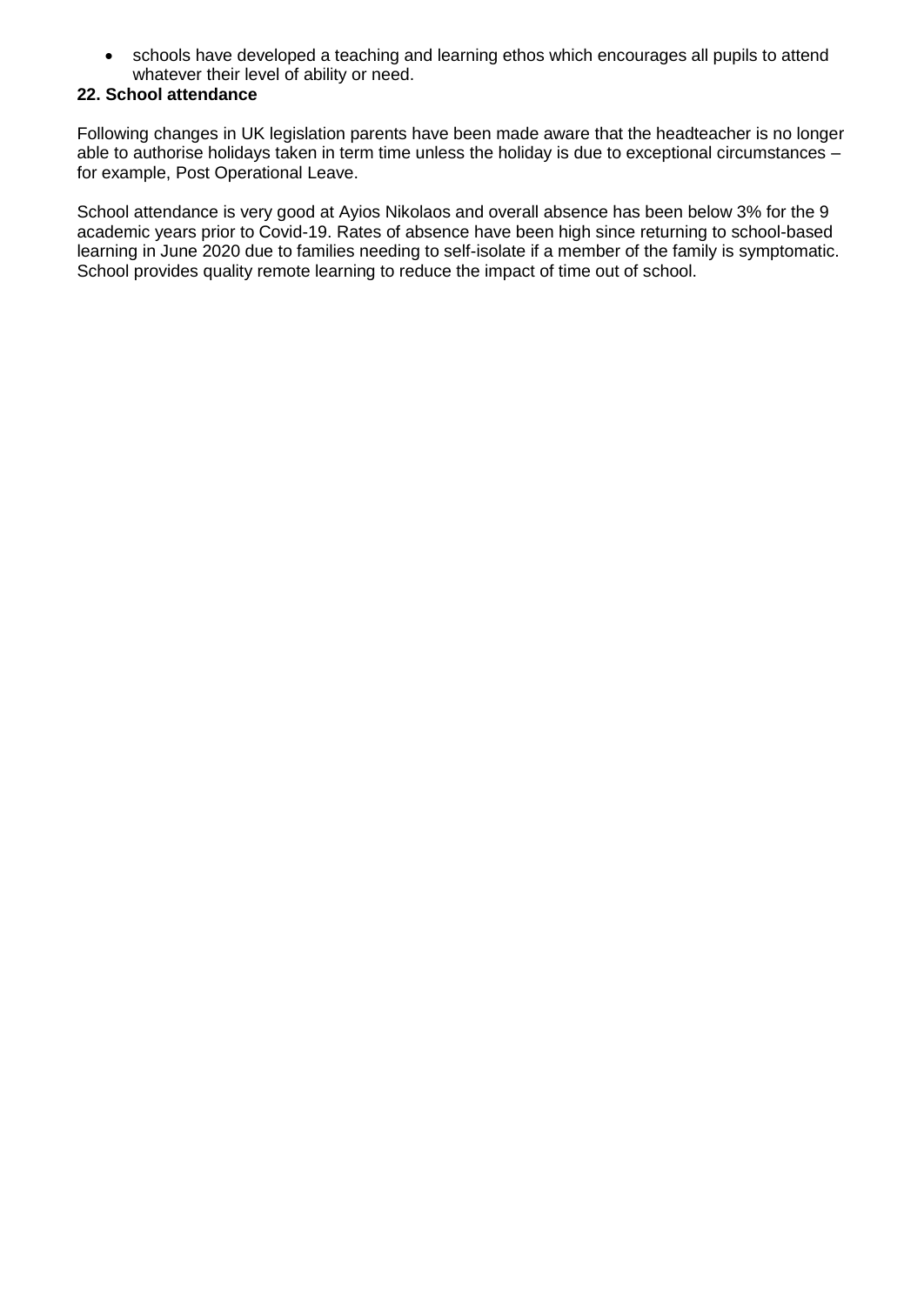- schools have developed a teaching and learning ethos which encourages all pupils to attend whatever their level of ability or need.

**22. School attendance**

Following changes in UK legislation parents have been made aware that the headteacher is no longer able to authorise holidays taken in term time unless the holiday is due to exceptional circumstances – for example, Post Operational Leave.

School attendance is very good at Ayios Nikolaos and overall absence has been below 3% for the 9 academic years prior to Covid-19. Rates of absence have been high since returning to school-based learning in June 2020 due to families needing to self-isolate if a member of the family is symptomatic. School provides quality remote learning to reduce the impact of time out of school.